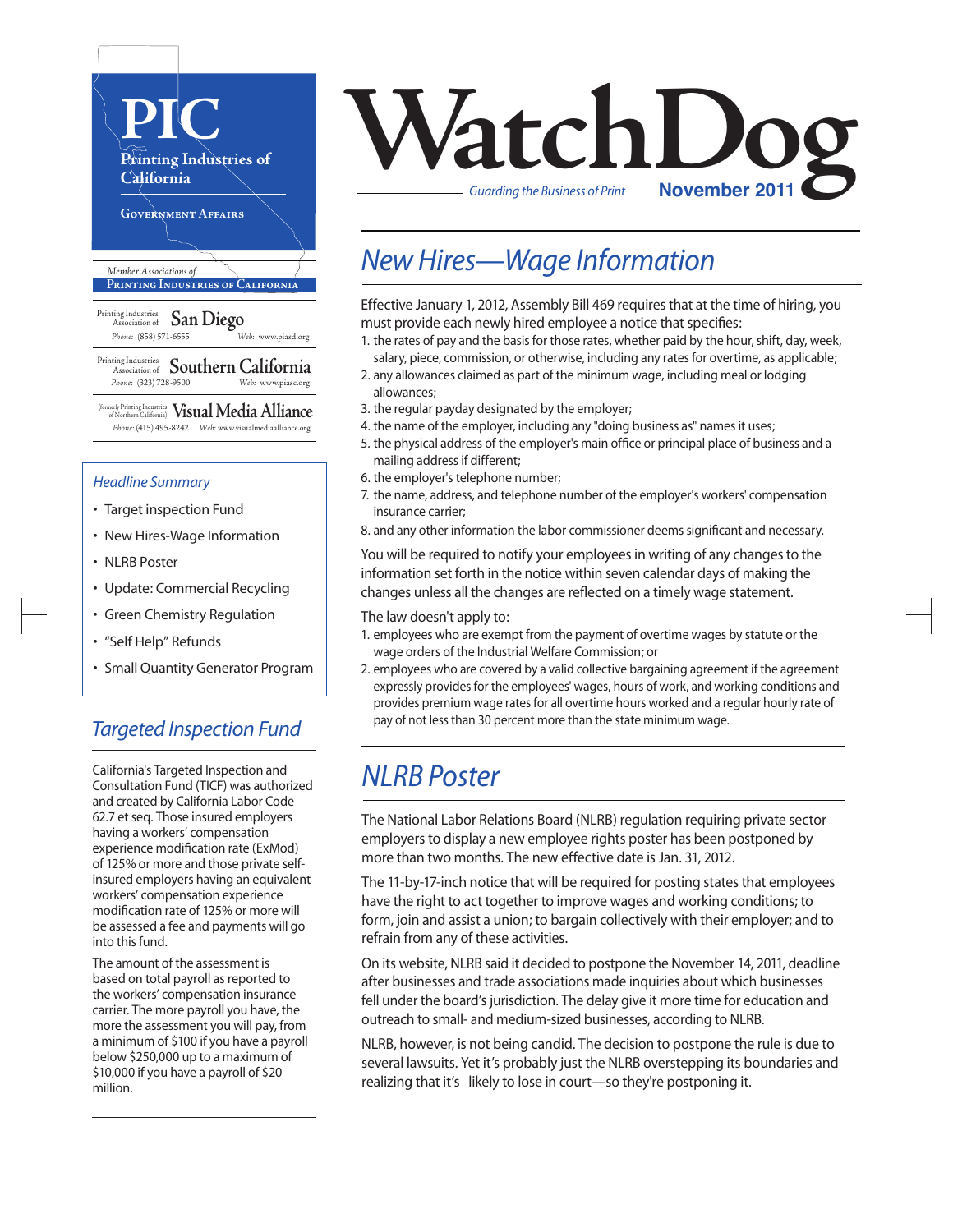# PIC

Printing Industries of California

Government Affairs

*Member Associations of*

**Printing Industries of California**

Printing Industries Association of **San Diego**
*Phone:* (858) 571-6555 *Web:* www.piasd.org

Printing Industries Association of **Southern California**
*Phone:* (323) 728-9500 *Web:* www.piasc.org

(formerly Printing Industries of Northern California) **Visual Media Alliance**
*Phone:* (415) 495-8242 *Web:* www.visualmediaalliance.org

# WatchDog

*Guarding the Business of Print* **November 2011**

### *Headline Summary*

- Target inspection Fund
- New Hires-Wage Information
- NLRB Poster
- Update: Commercial Recycling
- Green Chemistry Regulation
- "Self Help" Refunds
- Small Quantity Generator Program

## *Targeted Inspection Fund*

California's Targeted Inspection and Consultation Fund (TICF) was authorized and created by California Labor Code 62.7 et seq. Those insured employers having a workers' compensation experience modification rate (ExMod) of 125% or more and those private self-insured employers having an equivalent workers' compensation experience modification rate of 125% or more will be assessed a fee and payments will go into this fund.

The amount of the assessment is based on total payroll as reported to the workers' compensation insurance carrier. The more payroll you have, the more the assessment you will pay, from a minimum of $100 if you have a payroll below $250,000 up to a maximum of $10,000 if you have a payroll of $20 million.

## *New Hires—Wage Information*

Effective January 1, 2012, Assembly Bill 469 requires that at the time of hiring, you must provide each newly hired employee a notice that specifies:

1. the rates of pay and the basis for those rates, whether paid by the hour, shift, day, week, salary, piece, commission, or otherwise, including any rates for overtime, as applicable;
2. any allowances claimed as part of the minimum wage, including meal or lodging allowances;
3. the regular payday designated by the employer;
4. the name of the employer, including any "doing business as" names it uses;
5. the physical address of the employer's main office or principal place of business and a mailing address if different;
6. the employer's telephone number;
7. the name, address, and telephone number of the employer's workers' compensation insurance carrier;
8. and any other information the labor commissioner deems significant and necessary.

You will be required to notify your employees in writing of any changes to the information set forth in the notice within seven calendar days of making the changes unless all the changes are reflected on a timely wage statement.

The law doesn't apply to:

1. employees who are exempt from the payment of overtime wages by statute or the wage orders of the Industrial Welfare Commission; or
2. employees who are covered by a valid collective bargaining agreement if the agreement expressly provides for the employees' wages, hours of work, and working conditions and provides premium wage rates for all overtime hours worked and a regular hourly rate of pay of not less than 30 percent more than the state minimum wage.

## *NLRB Poster*

The National Labor Relations Board (NLRB) regulation requiring private sector employers to display a new employee rights poster has been postponed by more than two months. The new effective date is Jan. 31, 2012.

The 11-by-17-inch notice that will be required for posting states that employees have the right to act together to improve wages and working conditions; to form, join and assist a union; to bargain collectively with their employer; and to refrain from any of these activities.

On its website, NLRB said it decided to postpone the November 14, 2011, deadline after businesses and trade associations made inquiries about which businesses fell under the board's jurisdiction. The delay give it more time for education and outreach to small- and medium-sized businesses, according to NLRB.

NLRB, however, is not being candid. The decision to postpone the rule is due to several lawsuits. Yet it's probably just the NLRB overstepping its boundaries and realizing that it's likely to lose in court—so they're postponing it.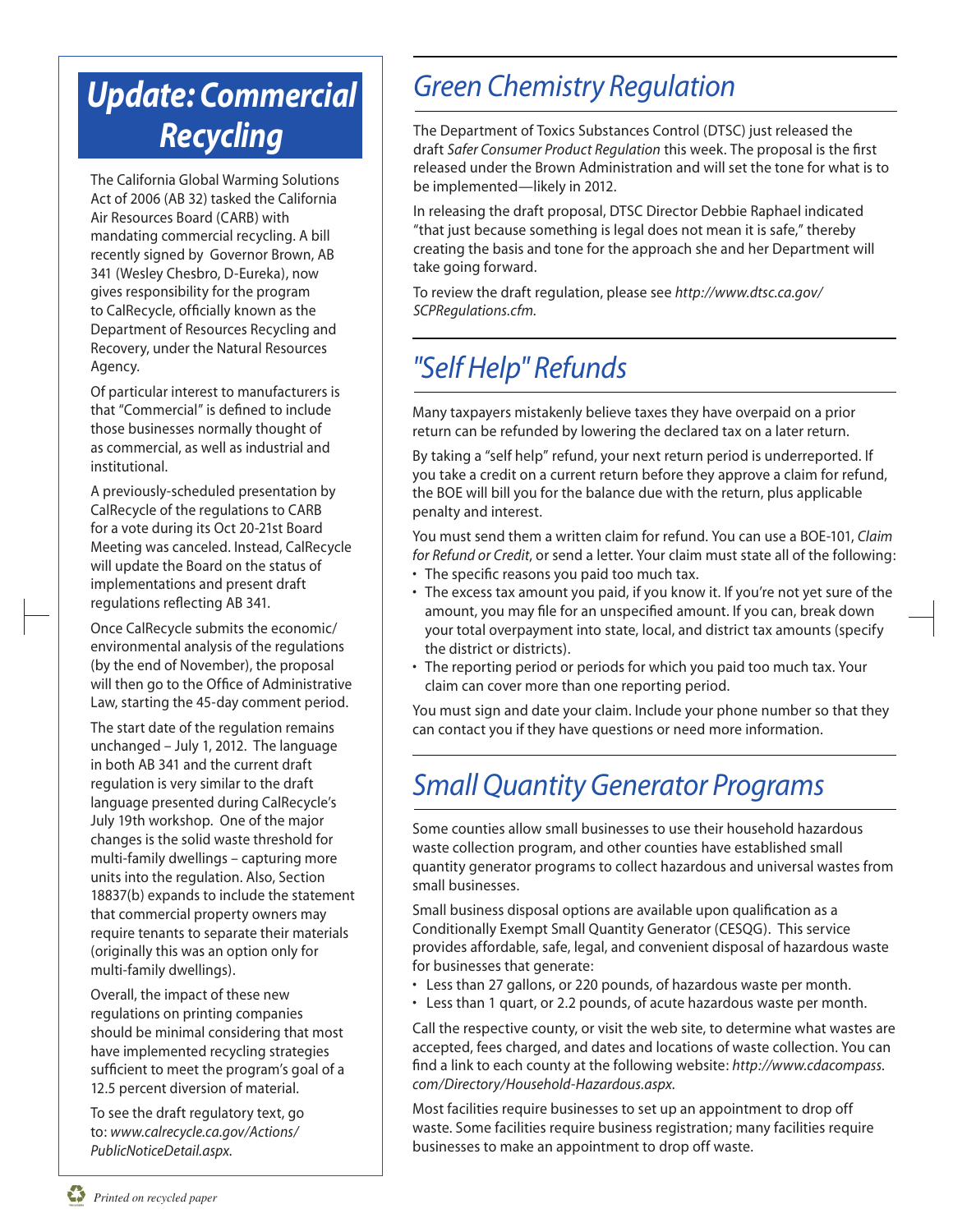# Update: Commercial Recycling

The California Global Warming Solutions Act of 2006 (AB 32) tasked the California Air Resources Board (CARB) with mandating commercial recycling. A bill recently signed by Governor Brown, AB 341 (Wesley Chesbro, D-Eureka), now gives responsibility for the program to CalRecycle, officially known as the Department of Resources Recycling and Recovery, under the Natural Resources Agency.

Of particular interest to manufacturers is that "Commercial" is defined to include those businesses normally thought of as commercial, as well as industrial and institutional.

A previously-scheduled presentation by CalRecycle of the regulations to CARB for a vote during its Oct 20-21st Board Meeting was canceled. Instead, CalRecycle will update the Board on the status of implementations and present draft regulations reflecting AB 341.

Once CalRecycle submits the economic/environmental analysis of the regulations (by the end of November), the proposal will then go to the Office of Administrative Law, starting the 45-day comment period.

The start date of the regulation remains unchanged – July 1, 2012. The language in both AB 341 and the current draft regulation is very similar to the draft language presented during CalRecycle's July 19th workshop. One of the major changes is the solid waste threshold for multi-family dwellings – capturing more units into the regulation. Also, Section 18837(b) expands to include the statement that commercial property owners may require tenants to separate their materials (originally this was an option only for multi-family dwellings).

Overall, the impact of these new regulations on printing companies should be minimal considering that most have implemented recycling strategies sufficient to meet the program's goal of a 12.5 percent diversion of material.

To see the draft regulatory text, go to: *www.calrecycle.ca.gov/Actions/PublicNoticeDetail.aspx.*

# Green Chemistry Regulation

The Department of Toxics Substances Control (DTSC) just released the draft *Safer Consumer Product Regulation* this week. The proposal is the first released under the Brown Administration and will set the tone for what is to be implemented—likely in 2012.

In releasing the draft proposal, DTSC Director Debbie Raphael indicated "that just because something is legal does not mean it is safe," thereby creating the basis and tone for the approach she and her Department will take going forward.

To review the draft regulation, please see *http://www.dtsc.ca.gov/SCPRegulations.cfm.*

# "Self Help" Refunds

Many taxpayers mistakenly believe taxes they have overpaid on a prior return can be refunded by lowering the declared tax on a later return.

By taking a "self help" refund, your next return period is underreported. If you take a credit on a current return before they approve a claim for refund, the BOE will bill you for the balance due with the return, plus applicable penalty and interest.

You must send them a written claim for refund. You can use a BOE-101, *Claim for Refund or Credit*, or send a letter. Your claim must state all of the following:

- The specific reasons you paid too much tax.
- The excess tax amount you paid, if you know it. If you're not yet sure of the amount, you may file for an unspecified amount. If you can, break down your total overpayment into state, local, and district tax amounts (specify the district or districts).
- The reporting period or periods for which you paid too much tax. Your claim can cover more than one reporting period.

You must sign and date your claim. Include your phone number so that they can contact you if they have questions or need more information.

# Small Quantity Generator Programs

Some counties allow small businesses to use their household hazardous waste collection program, and other counties have established small quantity generator programs to collect hazardous and universal wastes from small businesses.

Small business disposal options are available upon qualification as a Conditionally Exempt Small Quantity Generator (CESQG). This service provides affordable, safe, legal, and convenient disposal of hazardous waste for businesses that generate:

- Less than 27 gallons, or 220 pounds, of hazardous waste per month.
- Less than 1 quart, or 2.2 pounds, of acute hazardous waste per month.

Call the respective county, or visit the web site, to determine what wastes are accepted, fees charged, and dates and locations of waste collection. You can find a link to each county at the following website: *http://www.cdacompass.com/Directory/Household-Hazardous.aspx.*

Most facilities require businesses to set up an appointment to drop off waste. Some facilities require business registration; many facilities require businesses to make an appointment to drop off waste.

*Printed on recycled paper*